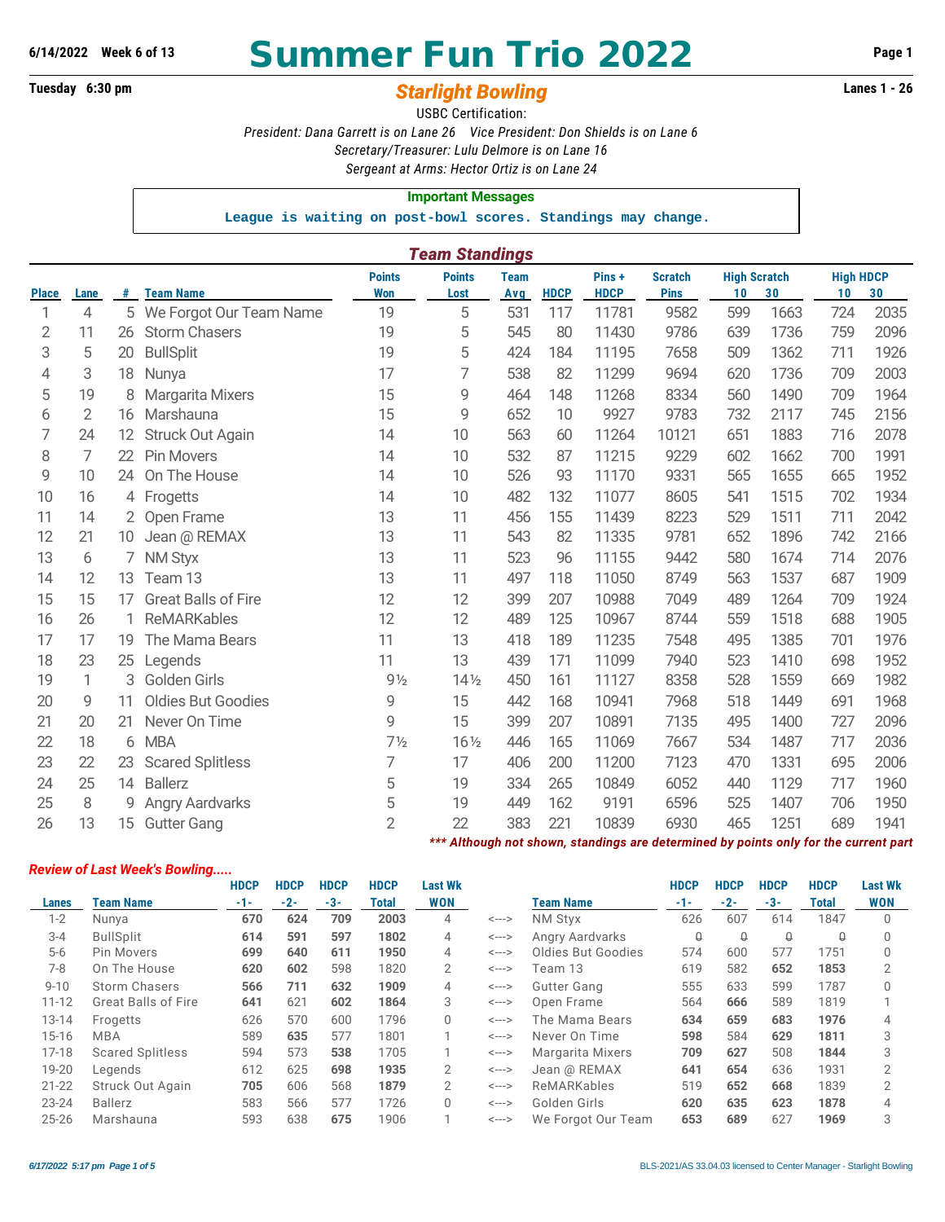6/14/2022 Week 6 of 13

# Summer Fun Trio 2022

Tuesday 6:30 pm

## *Starlight Bowling*

Lanes 1 - 26

USBC Certification:

*President: Dana Garrett is on Lane 26 Vice President: Don Shields is on Lane 6*
*Secretary/Treasurer: Lulu Delmore is on Lane 16*
*Sergeant at Arms: Hector Ortiz is on Lane 24*

**Important Messages**

League is waiting on post-bowl scores. Standings may change.

### *Team Standings*

| Place | Lane | # | Team Name | Points Won | Points Lost | Team Avg | HDCP | Pins + HDCP | Scratch Pins | High Scratch 10 | High Scratch 30 | High HDCP 10 | High HDCP 30 |
|---|---|---|---|---|---|---|---|---|---|---|---|---|---|
| 1 | 4 | 5 | We Forgot Our Team Name | 19 | 5 | 531 | 117 | 11781 | 9582 | 599 | 1663 | 724 | 2035 |
| 2 | 11 | 26 | Storm Chasers | 19 | 5 | 545 | 80 | 11430 | 9786 | 639 | 1736 | 759 | 2096 |
| 3 | 5 | 20 | BullSplit | 19 | 5 | 424 | 184 | 11195 | 7658 | 509 | 1362 | 711 | 1926 |
| 4 | 3 | 18 | Nunya | 17 | 7 | 538 | 82 | 11299 | 9694 | 620 | 1736 | 709 | 2003 |
| 5 | 19 | 8 | Margarita Mixers | 15 | 9 | 464 | 148 | 11268 | 8334 | 560 | 1490 | 709 | 1964 |
| 6 | 2 | 16 | Marshauna | 15 | 9 | 652 | 10 | 9927 | 9783 | 732 | 2117 | 745 | 2156 |
| 7 | 24 | 12 | Struck Out Again | 14 | 10 | 563 | 60 | 11264 | 10121 | 651 | 1883 | 716 | 2078 |
| 8 | 7 | 22 | Pin Movers | 14 | 10 | 532 | 87 | 11215 | 9229 | 602 | 1662 | 700 | 1991 |
| 9 | 10 | 24 | On The House | 14 | 10 | 526 | 93 | 11170 | 9331 | 565 | 1655 | 665 | 1952 |
| 10 | 16 | 4 | Frogetts | 14 | 10 | 482 | 132 | 11077 | 8605 | 541 | 1515 | 702 | 1934 |
| 11 | 14 | 2 | Open Frame | 13 | 11 | 456 | 155 | 11439 | 8223 | 529 | 1511 | 711 | 2042 |
| 12 | 21 | 10 | Jean @ REMAX | 13 | 11 | 543 | 82 | 11335 | 9781 | 652 | 1896 | 742 | 2166 |
| 13 | 6 | 7 | NM Styx | 13 | 11 | 523 | 96 | 11155 | 9442 | 580 | 1674 | 714 | 2076 |
| 14 | 12 | 13 | Team 13 | 13 | 11 | 497 | 118 | 11050 | 8749 | 563 | 1537 | 687 | 1909 |
| 15 | 15 | 17 | Great Balls of Fire | 12 | 12 | 399 | 207 | 10988 | 7049 | 489 | 1264 | 709 | 1924 |
| 16 | 26 | 1 | ReMARKables | 12 | 12 | 489 | 125 | 10967 | 8744 | 559 | 1518 | 688 | 1905 |
| 17 | 17 | 19 | The Mama Bears | 11 | 13 | 418 | 189 | 11235 | 7548 | 495 | 1385 | 701 | 1976 |
| 18 | 23 | 25 | Legends | 11 | 13 | 439 | 171 | 11099 | 7940 | 523 | 1410 | 698 | 1952 |
| 19 | 1 | 3 | Golden Girls | 9½ | 14½ | 450 | 161 | 11127 | 8358 | 528 | 1559 | 669 | 1982 |
| 20 | 9 | 11 | Oldies But Goodies | 9 | 15 | 442 | 168 | 10941 | 7968 | 518 | 1449 | 691 | 1968 |
| 21 | 20 | 21 | Never On Time | 9 | 15 | 399 | 207 | 10891 | 7135 | 495 | 1400 | 727 | 2096 |
| 22 | 18 | 6 | MBA | 7½ | 16½ | 446 | 165 | 11069 | 7667 | 534 | 1487 | 717 | 2036 |
| 23 | 22 | 23 | Scared Splitless | 7 | 17 | 406 | 200 | 11200 | 7123 | 470 | 1331 | 695 | 2006 |
| 24 | 25 | 14 | Ballerz | 5 | 19 | 334 | 265 | 10849 | 6052 | 440 | 1129 | 717 | 1960 |
| 25 | 8 | 9 | Angry Aardvarks | 5 | 19 | 449 | 162 | 9191 | 6596 | 525 | 1407 | 706 | 1950 |
| 26 | 13 | 15 | Gutter Gang | 2 | 22 | 383 | 221 | 10839 | 6930 | 465 | 1251 | 689 | 1941 |

***\*\*\* Although not shown, standings are determined by points only for the current part***

### *Review of Last Week's Bowling.....*

| Lanes | Team Name | HDCP -1- | HDCP -2- | HDCP -3- | HDCP Total | Last Wk WON | | Team Name | HDCP -1- | HDCP -2- | HDCP -3- | HDCP Total | Last Wk WON |
|---|---|---|---|---|---|---|---|---|---|---|---|---|---|
| 1-2 | Nunya | **670** | **624** | **709** | **2003** | 4 | <---> | NM Styx | 626 | 607 | 614 | 1847 | 0 |
| 3-4 | BullSplit | **614** | **591** | **597** | **1802** | 4 | <---> | Angry Aardvarks | 0 | 0 | 0 | 0 | 0 |
| 5-6 | Pin Movers | **699** | **640** | **611** | **1950** | 4 | <---> | Oldies But Goodies | 574 | 600 | 577 | 1751 | 0 |
| 7-8 | On The House | **620** | **602** | 598 | 1820 | 2 | <---> | Team 13 | 619 | 582 | **652** | **1853** | 2 |
| 9-10 | Storm Chasers | **566** | **711** | **632** | **1909** | 4 | <---> | Gutter Gang | 555 | 633 | 599 | 1787 | 0 |
| 11-12 | Great Balls of Fire | **641** | 621 | **602** | **1864** | 3 | <---> | Open Frame | 564 | **666** | 589 | 1819 | 1 |
| 13-14 | Frogetts | 626 | 570 | 600 | 1796 | 0 | <---> | The Mama Bears | **634** | **659** | **683** | **1976** | 4 |
| 15-16 | MBA | 589 | **635** | 577 | 1801 | 1 | <---> | Never On Time | **598** | 584 | **629** | **1811** | 3 |
| 17-18 | Scared Splitless | 594 | 573 | **538** | 1705 | 1 | <---> | Margarita Mixers | **709** | **627** | 508 | **1844** | 3 |
| 19-20 | Legends | 612 | 625 | **698** | **1935** | 2 | <---> | Jean @ REMAX | **641** | **654** | 636 | 1931 | 2 |
| 21-22 | Struck Out Again | **705** | 606 | 568 | **1879** | 2 | <---> | ReMARKables | 519 | **652** | **668** | 1839 | 2 |
| 23-24 | Ballerz | 583 | 566 | 577 | 1726 | 0 | <---> | Golden Girls | **620** | **635** | **623** | **1878** | 4 |
| 25-26 | Marshauna | 593 | 638 | **675** | 1906 | 1 | <---> | We Forgot Our Team | **653** | **689** | 627 | **1969** | 3 |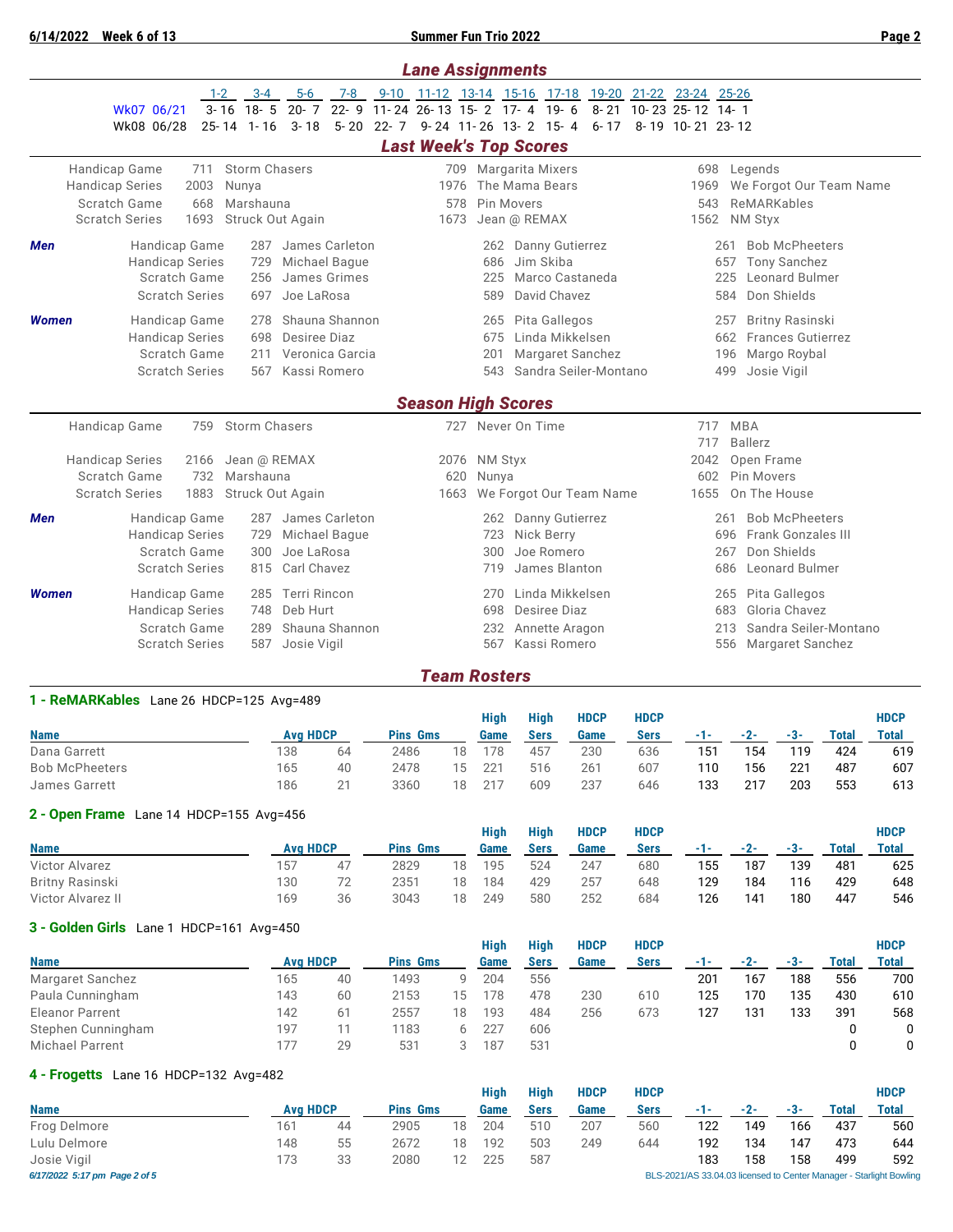## Lane Assignments

| | 1-2 | 3-4 | 5-6 | 7-8 | 9-10 | 11-12 | 13-14 | 15-16 | 17-18 | 19-20 | 21-22 | 23-24 | 25-26 |
|---|---|---|---|---|---|---|---|---|---|---|---|---|---|
| Wk07 06/21 | 3-16 | 18-5 | 20-7 | 22-9 | 11-24 | 26-13 | 15-2 | 17-4 | 19-6 | 8-21 | 10-23 | 25-12 | 14-1 |
| Wk08 06/28 | 25-14 | 1-16 | 3-18 | 5-20 | 22-7 | 9-24 | 11-26 | 13-2 | 15-4 | 6-17 | 8-19 | 10-21 | 23-12 |

## Last Week's Top Scores

| | | | | | | |
|---|---|---|---|---|---|---|
| Handicap Game | 711 | Storm Chasers | 709 | Margarita Mixers | 698 | Legends |
| Handicap Series | 2003 | Nunya | 1976 | The Mama Bears | 1969 | We Forgot Our Team Name |
| Scratch Game | 668 | Marshauna | 578 | Pin Movers | 543 | ReMARKables |
| Scratch Series | 1693 | Struck Out Again | 1673 | Jean @ REMAX | 1562 | NM Styx |

**Men**

| | | | | | | |
|---|---|---|---|---|---|---|
| Handicap Game | 287 | James Carleton | 262 | Danny Gutierrez | 261 | Bob McPheeters |
| Handicap Series | 729 | Michael Bague | 686 | Jim Skiba | 657 | Tony Sanchez |
| Scratch Game | 256 | James Grimes | 225 | Marco Castaneda | 225 | Leonard Bulmer |
| Scratch Series | 697 | Joe LaRosa | 589 | David Chavez | 584 | Don Shields |

**Women**

| | | | | | | |
|---|---|---|---|---|---|---|
| Handicap Game | 278 | Shauna Shannon | 265 | Pita Gallegos | 257 | Britny Rasinski |
| Handicap Series | 698 | Desiree Diaz | 675 | Linda Mikkelsen | 662 | Frances Gutierrez |
| Scratch Game | 211 | Veronica Garcia | 201 | Margaret Sanchez | 196 | Margo Roybal |
| Scratch Series | 567 | Kassi Romero | 543 | Sandra Seiler-Montano | 499 | Josie Vigil |

## Season High Scores

| | | | | | | |
|---|---|---|---|---|---|---|
| Handicap Game | 759 | Storm Chasers | 727 | Never On Time | 717 | MBA |
| | | | | | 717 | Ballerz |
| Handicap Series | 2166 | Jean @ REMAX | 2076 | NM Styx | 2042 | Open Frame |
| Scratch Game | 732 | Marshauna | 620 | Nunya | 602 | Pin Movers |
| Scratch Series | 1883 | Struck Out Again | 1663 | We Forgot Our Team Name | 1655 | On The House |

**Men**

| | | | | | | |
|---|---|---|---|---|---|---|
| Handicap Game | 287 | James Carleton | 262 | Danny Gutierrez | 261 | Bob McPheeters |
| Handicap Series | 729 | Michael Bague | 723 | Nick Berry | 696 | Frank Gonzales III |
| Scratch Game | 300 | Joe LaRosa | 300 | Joe Romero | 267 | Don Shields |
| Scratch Series | 815 | Carl Chavez | 719 | James Blanton | 686 | Leonard Bulmer |

**Women**

| | | | | | | |
|---|---|---|---|---|---|---|
| Handicap Game | 285 | Terri Rincon | 270 | Linda Mikkelsen | 265 | Pita Gallegos |
| Handicap Series | 748 | Deb Hurt | 698 | Desiree Diaz | 683 | Gloria Chavez |
| Scratch Game | 289 | Shauna Shannon | 232 | Annette Aragon | 213 | Sandra Seiler-Montano |
| Scratch Series | 587 | Josie Vigil | 567 | Kassi Romero | 556 | Margaret Sanchez |

## Team Rosters

### 1 - ReMARKables   Lane 26  HDCP=125  Avg=489

| Name | Avg | HDCP | Pins | Gms | High Game | High Sers | HDCP Game | HDCP Sers | -1- | -2- | -3- | Total | HDCP Total |
|---|---|---|---|---|---|---|---|---|---|---|---|---|---|
| Dana Garrett | 138 | 64 | 2486 | 18 | 178 | 457 | 230 | 636 | 151 | 154 | 119 | 424 | 619 |
| Bob McPheeters | 165 | 40 | 2478 | 15 | 221 | 516 | 261 | 607 | 110 | 156 | 221 | 487 | 607 |
| James Garrett | 186 | 21 | 3360 | 18 | 217 | 609 | 237 | 646 | 133 | 217 | 203 | 553 | 613 |

### 2 - Open Frame   Lane 14  HDCP=155  Avg=456

| Name | Avg | HDCP | Pins | Gms | High Game | High Sers | HDCP Game | HDCP Sers | -1- | -2- | -3- | Total | HDCP Total |
|---|---|---|---|---|---|---|---|---|---|---|---|---|---|
| Victor Alvarez | 157 | 47 | 2829 | 18 | 195 | 524 | 247 | 680 | 155 | 187 | 139 | 481 | 625 |
| Britny Rasinski | 130 | 72 | 2351 | 18 | 184 | 429 | 257 | 648 | 129 | 184 | 116 | 429 | 648 |
| Victor Alvarez II | 169 | 36 | 3043 | 18 | 249 | 580 | 252 | 684 | 126 | 141 | 180 | 447 | 546 |

### 3 - Golden Girls   Lane 1  HDCP=161  Avg=450

| Name | Avg | HDCP | Pins | Gms | High Game | High Sers | HDCP Game | HDCP Sers | -1- | -2- | -3- | Total | HDCP Total |
|---|---|---|---|---|---|---|---|---|---|---|---|---|---|
| Margaret Sanchez | 165 | 40 | 1493 | 9 | 204 | 556 | | | 201 | 167 | 188 | 556 | 700 |
| Paula Cunningham | 143 | 60 | 2153 | 15 | 178 | 478 | 230 | 610 | 125 | 170 | 135 | 430 | 610 |
| Eleanor Parrent | 142 | 61 | 2557 | 18 | 193 | 484 | 256 | 673 | 127 | 131 | 133 | 391 | 568 |
| Stephen Cunningham | 197 | 11 | 1183 | 6 | 227 | 606 | | | | | | 0 | 0 |
| Michael Parrent | 177 | 29 | 531 | 3 | 187 | 531 | | | | | | 0 | 0 |

### 4 - Frogetts   Lane 16  HDCP=132  Avg=482

| Name | Avg | HDCP | Pins | Gms | High Game | High Sers | HDCP Game | HDCP Sers | -1- | -2- | -3- | Total | HDCP Total |
|---|---|---|---|---|---|---|---|---|---|---|---|---|---|
| Frog Delmore | 161 | 44 | 2905 | 18 | 204 | 510 | 207 | 560 | 122 | 149 | 166 | 437 | 560 |
| Lulu Delmore | 148 | 55 | 2672 | 18 | 192 | 503 | 249 | 644 | 192 | 134 | 147 | 473 | 644 |
| Josie Vigil | 173 | 33 | 2080 | 12 | 225 | 587 | | | 183 | 158 | 158 | 499 | 592 |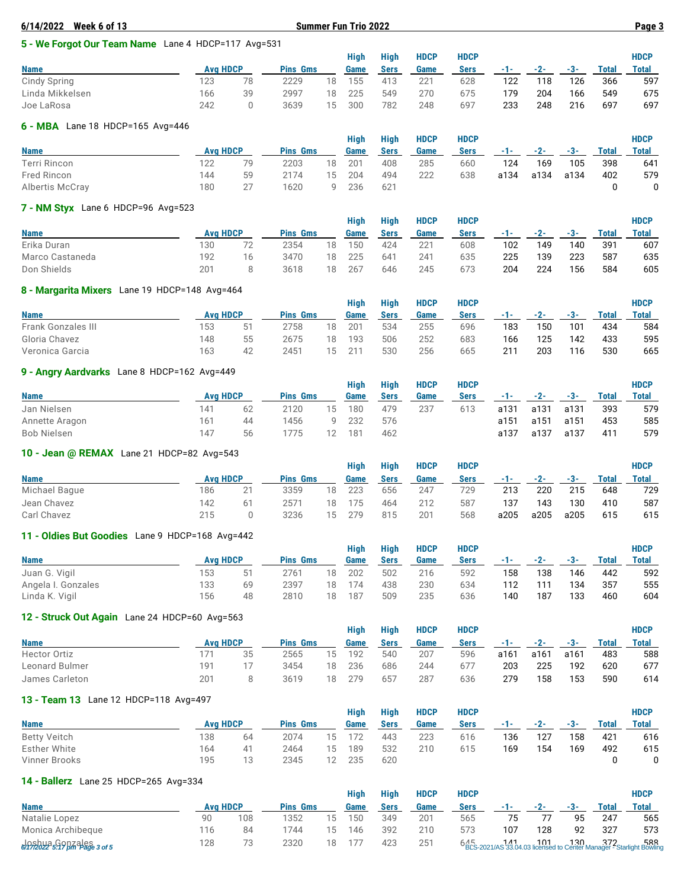## 5 - We Forgot Our Team Name  Lane 4  HDCP=117  Avg=531

| Name | Avg | HDCP | Pins | Gms | High Game | High Sers | HDCP Game | HDCP Sers | -1- | -2- | -3- | Total | HDCP Total |
|---|---|---|---|---|---|---|---|---|---|---|---|---|---|
| Cindy Spring | 123 | 78 | 2229 | 18 | 155 | 413 | 221 | 628 | 122 | 118 | 126 | 366 | 597 |
| Linda Mikkelsen | 166 | 39 | 2997 | 18 | 225 | 549 | 270 | 675 | 179 | 204 | 166 | 549 | 675 |
| Joe LaRosa | 242 | 0 | 3639 | 15 | 300 | 782 | 248 | 697 | 233 | 248 | 216 | 697 | 697 |

## 6 - MBA  Lane 18  HDCP=165  Avg=446

| Name | Avg | HDCP | Pins | Gms | High Game | High Sers | HDCP Game | HDCP Sers | -1- | -2- | -3- | Total | HDCP Total |
|---|---|---|---|---|---|---|---|---|---|---|---|---|---|
| Terri Rincon | 122 | 79 | 2203 | 18 | 201 | 408 | 285 | 660 | 124 | 169 | 105 | 398 | 641 |
| Fred Rincon | 144 | 59 | 2174 | 15 | 204 | 494 | 222 | 638 | a134 | a134 | a134 | 402 | 579 |
| Albertis McCray | 180 | 27 | 1620 | 9 | 236 | 621 | | | | | | 0 | 0 |

## 7 - NM Styx  Lane 6  HDCP=96  Avg=523

| Name | Avg | HDCP | Pins | Gms | High Game | High Sers | HDCP Game | HDCP Sers | -1- | -2- | -3- | Total | HDCP Total |
|---|---|---|---|---|---|---|---|---|---|---|---|---|---|
| Erika Duran | 130 | 72 | 2354 | 18 | 150 | 424 | 221 | 608 | 102 | 149 | 140 | 391 | 607 |
| Marco Castaneda | 192 | 16 | 3470 | 18 | 225 | 641 | 241 | 635 | 225 | 139 | 223 | 587 | 635 |
| Don Shields | 201 | 8 | 3618 | 18 | 267 | 646 | 245 | 673 | 204 | 224 | 156 | 584 | 605 |

## 8 - Margarita Mixers  Lane 19  HDCP=148  Avg=464

| Name | Avg | HDCP | Pins | Gms | High Game | High Sers | HDCP Game | HDCP Sers | -1- | -2- | -3- | Total | HDCP Total |
|---|---|---|---|---|---|---|---|---|---|---|---|---|---|
| Frank Gonzales III | 153 | 51 | 2758 | 18 | 201 | 534 | 255 | 696 | 183 | 150 | 101 | 434 | 584 |
| Gloria Chavez | 148 | 55 | 2675 | 18 | 193 | 506 | 252 | 683 | 166 | 125 | 142 | 433 | 595 |
| Veronica Garcia | 163 | 42 | 2451 | 15 | 211 | 530 | 256 | 665 | 211 | 203 | 116 | 530 | 665 |

## 9 - Angry Aardvarks  Lane 8  HDCP=162  Avg=449

| Name | Avg | HDCP | Pins | Gms | High Game | High Sers | HDCP Game | HDCP Sers | -1- | -2- | -3- | Total | HDCP Total |
|---|---|---|---|---|---|---|---|---|---|---|---|---|---|
| Jan Nielsen | 141 | 62 | 2120 | 15 | 180 | 479 | 237 | 613 | a131 | a131 | a131 | 393 | 579 |
| Annette Aragon | 161 | 44 | 1456 | 9 | 232 | 576 | | | a151 | a151 | a151 | 453 | 585 |
| Bob Nielsen | 147 | 56 | 1775 | 12 | 181 | 462 | | | a137 | a137 | a137 | 411 | 579 |

## 10 - Jean @ REMAX  Lane 21  HDCP=82  Avg=543

| Name | Avg | HDCP | Pins | Gms | High Game | High Sers | HDCP Game | HDCP Sers | -1- | -2- | -3- | Total | HDCP Total |
|---|---|---|---|---|---|---|---|---|---|---|---|---|---|
| Michael Bague | 186 | 21 | 3359 | 18 | 223 | 656 | 247 | 729 | 213 | 220 | 215 | 648 | 729 |
| Jean Chavez | 142 | 61 | 2571 | 18 | 175 | 464 | 212 | 587 | 137 | 143 | 130 | 410 | 587 |
| Carl Chavez | 215 | 0 | 3236 | 15 | 279 | 815 | 201 | 568 | a205 | a205 | a205 | 615 | 615 |

## 11 - Oldies But Goodies  Lane 9  HDCP=168  Avg=442

| Name | Avg | HDCP | Pins | Gms | High Game | High Sers | HDCP Game | HDCP Sers | -1- | -2- | -3- | Total | HDCP Total |
|---|---|---|---|---|---|---|---|---|---|---|---|---|---|
| Juan G. Vigil | 153 | 51 | 2761 | 18 | 202 | 502 | 216 | 592 | 158 | 138 | 146 | 442 | 592 |
| Angela I. Gonzales | 133 | 69 | 2397 | 18 | 174 | 438 | 230 | 634 | 112 | 111 | 134 | 357 | 555 |
| Linda K. Vigil | 156 | 48 | 2810 | 18 | 187 | 509 | 235 | 636 | 140 | 187 | 133 | 460 | 604 |

## 12 - Struck Out Again  Lane 24  HDCP=60  Avg=563

| Name | Avg | HDCP | Pins | Gms | High Game | High Sers | HDCP Game | HDCP Sers | -1- | -2- | -3- | Total | HDCP Total |
|---|---|---|---|---|---|---|---|---|---|---|---|---|---|
| Hector Ortiz | 171 | 35 | 2565 | 15 | 192 | 540 | 207 | 596 | a161 | a161 | a161 | 483 | 588 |
| Leonard Bulmer | 191 | 17 | 3454 | 18 | 236 | 686 | 244 | 677 | 203 | 225 | 192 | 620 | 677 |
| James Carleton | 201 | 8 | 3619 | 18 | 279 | 657 | 287 | 636 | 279 | 158 | 153 | 590 | 614 |

## 13 - Team 13  Lane 12  HDCP=118  Avg=497

| Name | Avg | HDCP | Pins | Gms | High Game | High Sers | HDCP Game | HDCP Sers | -1- | -2- | -3- | Total | HDCP Total |
|---|---|---|---|---|---|---|---|---|---|---|---|---|---|
| Betty Veitch | 138 | 64 | 2074 | 15 | 172 | 443 | 223 | 616 | 136 | 127 | 158 | 421 | 616 |
| Esther White | 164 | 41 | 2464 | 15 | 189 | 532 | 210 | 615 | 169 | 154 | 169 | 492 | 615 |
| Vinner Brooks | 195 | 13 | 2345 | 12 | 235 | 620 | | | | | | 0 | 0 |

## 14 - Ballerz  Lane 25  HDCP=265  Avg=334

| Name | Avg | HDCP | Pins | Gms | High Game | High Sers | HDCP Game | HDCP Sers | -1- | -2- | -3- | Total | HDCP Total |
|---|---|---|---|---|---|---|---|---|---|---|---|---|---|
| Natalie Lopez | 90 | 108 | 1352 | 15 | 150 | 349 | 201 | 565 | 75 | 77 | 95 | 247 | 565 |
| Monica Archibeque | 116 | 84 | 1744 | 15 | 146 | 392 | 210 | 573 | 107 | 128 | 92 | 327 | 573 |
| Joshua Gonzales | 128 | 73 | 2320 | 18 | 177 | 423 | 251 | 645 | 141 | 101 | 130 | 372 | 588 |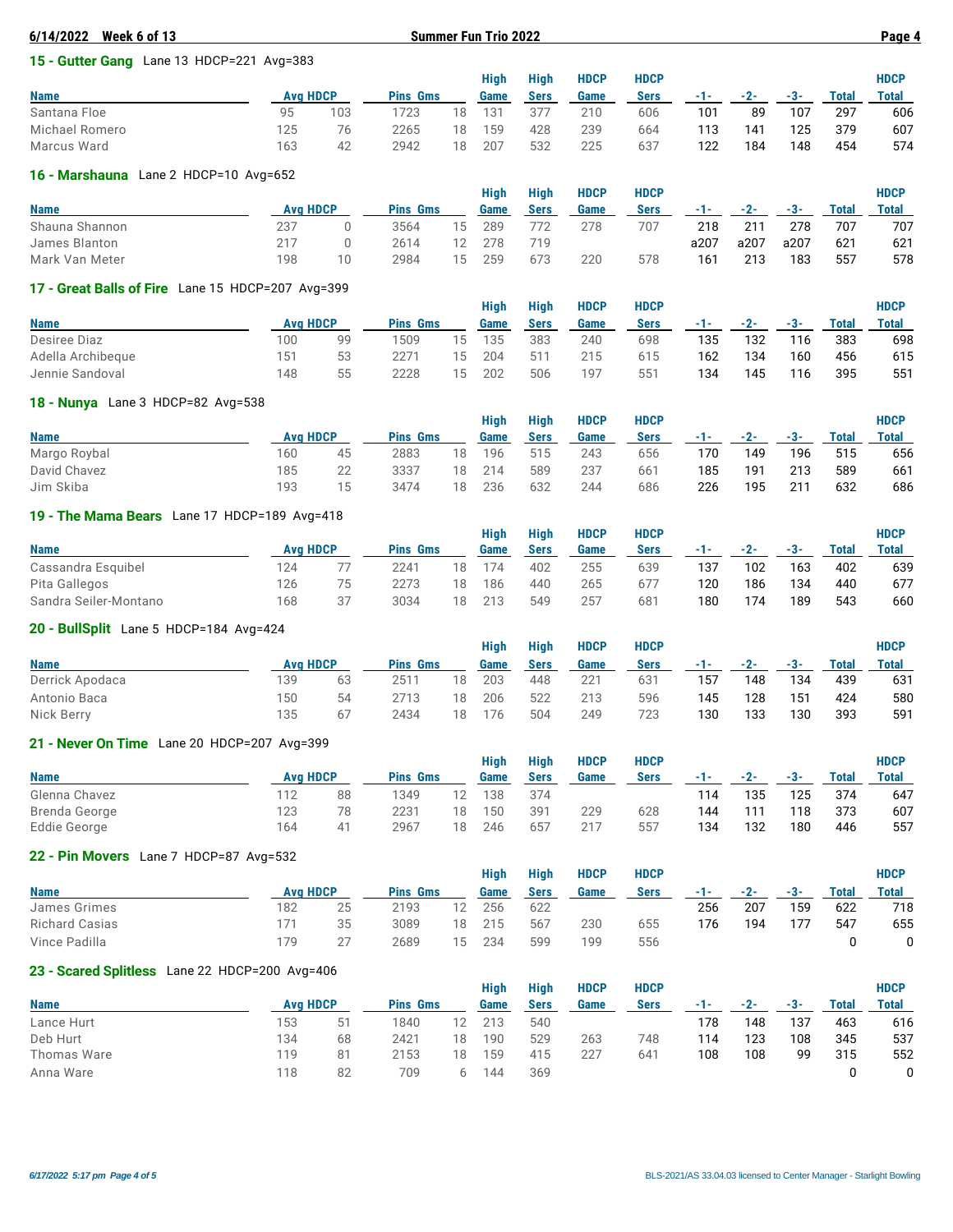**6/14/2022 Week 6 of 13** **Summer Fun Trio 2022**

### 15 - Gutter Gang Lane 13 HDCP=221 Avg=383

| Name | Avg | HDCP | Pins | Gms | High Game | High Sers | HDCP Game | HDCP Sers | -1- | -2- | -3- | Total | HDCP Total |
|---|---|---|---|---|---|---|---|---|---|---|---|---|---|
| Santana Floe | 95 | 103 | 1723 | 18 | 131 | 377 | 210 | 606 | 101 | 89 | 107 | 297 | 606 |
| Michael Romero | 125 | 76 | 2265 | 18 | 159 | 428 | 239 | 664 | 113 | 141 | 125 | 379 | 607 |
| Marcus Ward | 163 | 42 | 2942 | 18 | 207 | 532 | 225 | 637 | 122 | 184 | 148 | 454 | 574 |

### 16 - Marshauna Lane 2 HDCP=10 Avg=652

| Name | Avg | HDCP | Pins | Gms | High Game | High Sers | HDCP Game | HDCP Sers | -1- | -2- | -3- | Total | HDCP Total |
|---|---|---|---|---|---|---|---|---|---|---|---|---|---|
| Shauna Shannon | 237 | 0 | 3564 | 15 | 289 | 772 | 278 | 707 | 218 | 211 | 278 | 707 | 707 |
| James Blanton | 217 | 0 | 2614 | 12 | 278 | 719 | | | a207 | a207 | a207 | 621 | 621 |
| Mark Van Meter | 198 | 10 | 2984 | 15 | 259 | 673 | 220 | 578 | 161 | 213 | 183 | 557 | 578 |

### 17 - Great Balls of Fire Lane 15 HDCP=207 Avg=399

| Name | Avg | HDCP | Pins | Gms | High Game | High Sers | HDCP Game | HDCP Sers | -1- | -2- | -3- | Total | HDCP Total |
|---|---|---|---|---|---|---|---|---|---|---|---|---|---|
| Desiree Diaz | 100 | 99 | 1509 | 15 | 135 | 383 | 240 | 698 | 135 | 132 | 116 | 383 | 698 |
| Adella Archibeque | 151 | 53 | 2271 | 15 | 204 | 511 | 215 | 615 | 162 | 134 | 160 | 456 | 615 |
| Jennie Sandoval | 148 | 55 | 2228 | 15 | 202 | 506 | 197 | 551 | 134 | 145 | 116 | 395 | 551 |

### 18 - Nunya Lane 3 HDCP=82 Avg=538

| Name | Avg | HDCP | Pins | Gms | High Game | High Sers | HDCP Game | HDCP Sers | -1- | -2- | -3- | Total | HDCP Total |
|---|---|---|---|---|---|---|---|---|---|---|---|---|---|
| Margo Roybal | 160 | 45 | 2883 | 18 | 196 | 515 | 243 | 656 | 170 | 149 | 196 | 515 | 656 |
| David Chavez | 185 | 22 | 3337 | 18 | 214 | 589 | 237 | 661 | 185 | 191 | 213 | 589 | 661 |
| Jim Skiba | 193 | 15 | 3474 | 18 | 236 | 632 | 244 | 686 | 226 | 195 | 211 | 632 | 686 |

### 19 - The Mama Bears Lane 17 HDCP=189 Avg=418

| Name | Avg | HDCP | Pins | Gms | High Game | High Sers | HDCP Game | HDCP Sers | -1- | -2- | -3- | Total | HDCP Total |
|---|---|---|---|---|---|---|---|---|---|---|---|---|---|
| Cassandra Esquibel | 124 | 77 | 2241 | 18 | 174 | 402 | 255 | 639 | 137 | 102 | 163 | 402 | 639 |
| Pita Gallegos | 126 | 75 | 2273 | 18 | 186 | 440 | 265 | 677 | 120 | 186 | 134 | 440 | 677 |
| Sandra Seiler-Montano | 168 | 37 | 3034 | 18 | 213 | 549 | 257 | 681 | 180 | 174 | 189 | 543 | 660 |

### 20 - BullSplit Lane 5 HDCP=184 Avg=424

| Name | Avg | HDCP | Pins | Gms | High Game | High Sers | HDCP Game | HDCP Sers | -1- | -2- | -3- | Total | HDCP Total |
|---|---|---|---|---|---|---|---|---|---|---|---|---|---|
| Derrick Apodaca | 139 | 63 | 2511 | 18 | 203 | 448 | 221 | 631 | 157 | 148 | 134 | 439 | 631 |
| Antonio Baca | 150 | 54 | 2713 | 18 | 206 | 522 | 213 | 596 | 145 | 128 | 151 | 424 | 580 |
| Nick Berry | 135 | 67 | 2434 | 18 | 176 | 504 | 249 | 723 | 130 | 133 | 130 | 393 | 591 |

### 21 - Never On Time Lane 20 HDCP=207 Avg=399

| Name | Avg | HDCP | Pins | Gms | High Game | High Sers | HDCP Game | HDCP Sers | -1- | -2- | -3- | Total | HDCP Total |
|---|---|---|---|---|---|---|---|---|---|---|---|---|---|
| Glenna Chavez | 112 | 88 | 1349 | 12 | 138 | 374 | | | 114 | 135 | 125 | 374 | 647 |
| Brenda George | 123 | 78 | 2231 | 18 | 150 | 391 | 229 | 628 | 144 | 111 | 118 | 373 | 607 |
| Eddie George | 164 | 41 | 2967 | 18 | 246 | 657 | 217 | 557 | 134 | 132 | 180 | 446 | 557 |

### 22 - Pin Movers Lane 7 HDCP=87 Avg=532

| Name | Avg | HDCP | Pins | Gms | High Game | High Sers | HDCP Game | HDCP Sers | -1- | -2- | -3- | Total | HDCP Total |
|---|---|---|---|---|---|---|---|---|---|---|---|---|---|
| James Grimes | 182 | 25 | 2193 | 12 | 256 | 622 | | | 256 | 207 | 159 | 622 | 718 |
| Richard Casias | 171 | 35 | 3089 | 18 | 215 | 567 | 230 | 655 | 176 | 194 | 177 | 547 | 655 |
| Vince Padilla | 179 | 27 | 2689 | 15 | 234 | 599 | 199 | 556 | | | | 0 | 0 |

### 23 - Scared Splitless Lane 22 HDCP=200 Avg=406

| Name | Avg | HDCP | Pins | Gms | High Game | High Sers | HDCP Game | HDCP Sers | -1- | -2- | -3- | Total | HDCP Total |
|---|---|---|---|---|---|---|---|---|---|---|---|---|---|
| Lance Hurt | 153 | 51 | 1840 | 12 | 213 | 540 | | | 178 | 148 | 137 | 463 | 616 |
| Deb Hurt | 134 | 68 | 2421 | 18 | 190 | 529 | 263 | 748 | 114 | 123 | 108 | 345 | 537 |
| Thomas Ware | 119 | 81 | 2153 | 18 | 159 | 415 | 227 | 641 | 108 | 108 | 99 | 315 | 552 |
| Anna Ware | 118 | 82 | 709 | 6 | 144 | 369 | | | | | | 0 | 0 |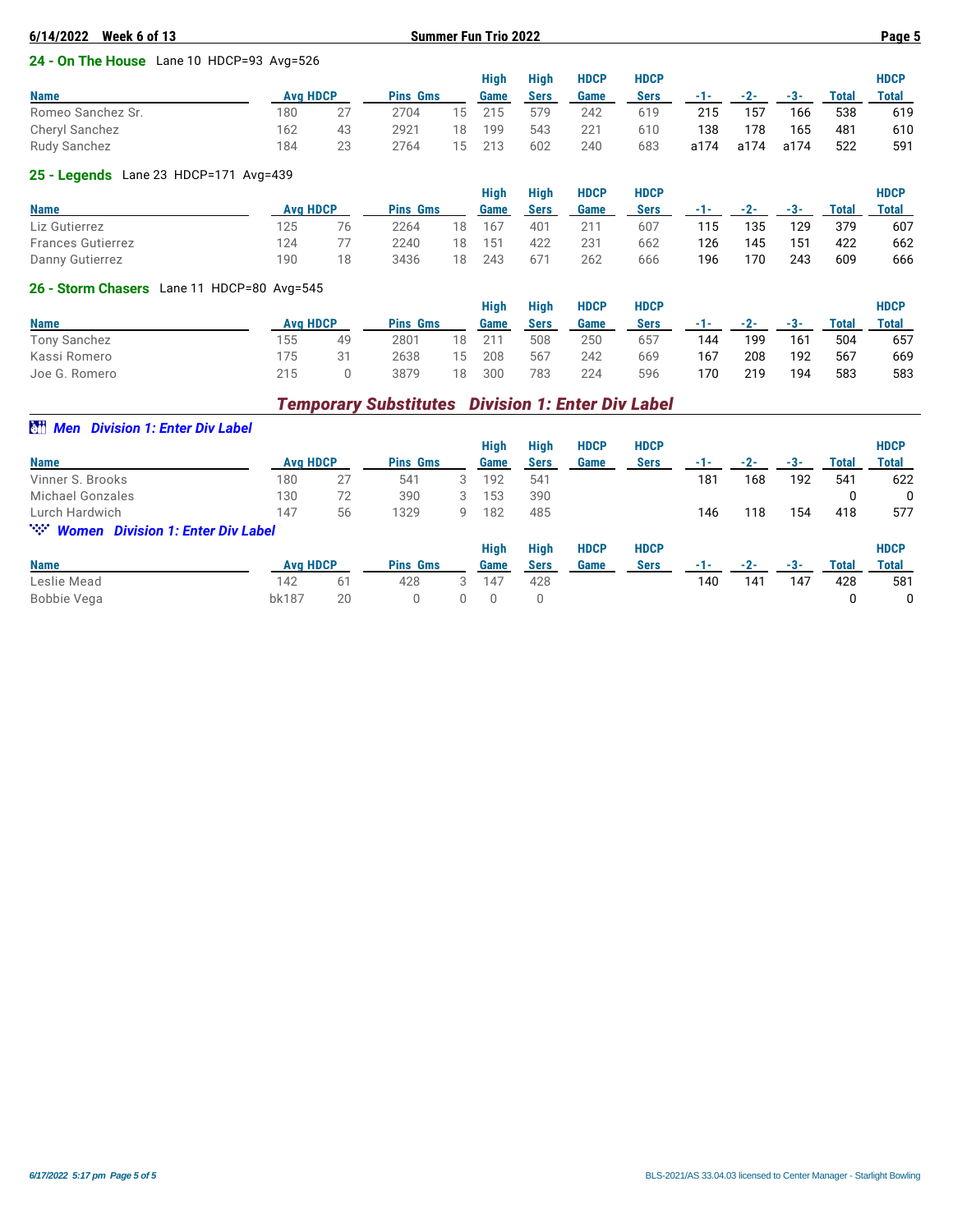## 24 - On The House   Lane 10  HDCP=93  Avg=526

| Name | Avg | HDCP | Pins | Gms | High Game | High Sers | HDCP Game | HDCP Sers | -1- | -2- | -3- | Total | HDCP Total |
|---|---|---|---|---|---|---|---|---|---|---|---|---|---|
| Romeo Sanchez Sr. | 180 | 27 | 2704 | 15 | 215 | 579 | 242 | 619 | 215 | 157 | 166 | 538 | 619 |
| Cheryl Sanchez | 162 | 43 | 2921 | 18 | 199 | 543 | 221 | 610 | 138 | 178 | 165 | 481 | 610 |
| Rudy Sanchez | 184 | 23 | 2764 | 15 | 213 | 602 | 240 | 683 | a174 | a174 | a174 | 522 | 591 |

## 25 - Legends   Lane 23  HDCP=171  Avg=439

| Name | Avg | HDCP | Pins | Gms | High Game | High Sers | HDCP Game | HDCP Sers | -1- | -2- | -3- | Total | HDCP Total |
|---|---|---|---|---|---|---|---|---|---|---|---|---|---|
| Liz Gutierrez | 125 | 76 | 2264 | 18 | 167 | 401 | 211 | 607 | 115 | 135 | 129 | 379 | 607 |
| Frances Gutierrez | 124 | 77 | 2240 | 18 | 151 | 422 | 231 | 662 | 126 | 145 | 151 | 422 | 662 |
| Danny Gutierrez | 190 | 18 | 3436 | 18 | 243 | 671 | 262 | 666 | 196 | 170 | 243 | 609 | 666 |

## 26 - Storm Chasers   Lane 11  HDCP=80  Avg=545

| Name | Avg | HDCP | Pins | Gms | High Game | High Sers | HDCP Game | HDCP Sers | -1- | -2- | -3- | Total | HDCP Total |
|---|---|---|---|---|---|---|---|---|---|---|---|---|---|
| Tony Sanchez | 155 | 49 | 2801 | 18 | 211 | 508 | 250 | 657 | 144 | 199 | 161 | 504 | 657 |
| Kassi Romero | 175 | 31 | 2638 | 15 | 208 | 567 | 242 | 669 | 167 | 208 | 192 | 567 | 669 |
| Joe G. Romero | 215 | 0 | 3879 | 18 | 300 | 783 | 224 | 596 | 170 | 219 | 194 | 583 | 583 |

## *Temporary Substitutes   Division 1: Enter Div Label*

### *Men   Division 1: Enter Div Label*

| Name | Avg | HDCP | Pins | Gms | High Game | High Sers | HDCP Game | HDCP Sers | -1- | -2- | -3- | Total | HDCP Total |
|---|---|---|---|---|---|---|---|---|---|---|---|---|---|
| Vinner S. Brooks | 180 | 27 | 541 | 3 | 192 | 541 | | | 181 | 168 | 192 | 541 | 622 |
| Michael Gonzales | 130 | 72 | 390 | 3 | 153 | 390 | | | | | | 0 | 0 |
| Lurch Hardwich | 147 | 56 | 1329 | 9 | 182 | 485 | | | 146 | 118 | 154 | 418 | 577 |

### *Women   Division 1: Enter Div Label*

| Name | Avg | HDCP | Pins | Gms | High Game | High Sers | HDCP Game | HDCP Sers | -1- | -2- | -3- | Total | HDCP Total |
|---|---|---|---|---|---|---|---|---|---|---|---|---|---|
| Leslie Mead | 142 | 61 | 428 | 3 | 147 | 428 | | | 140 | 141 | 147 | 428 | 581 |
| Bobbie Vega | bk187 | 20 | 0 | 0 | 0 | 0 | | | | | | 0 | 0 |

6/17/2022 5:17 pm

BLS-2021/AS 33.04.03 licensed to Center Manager - Starlight Bowling